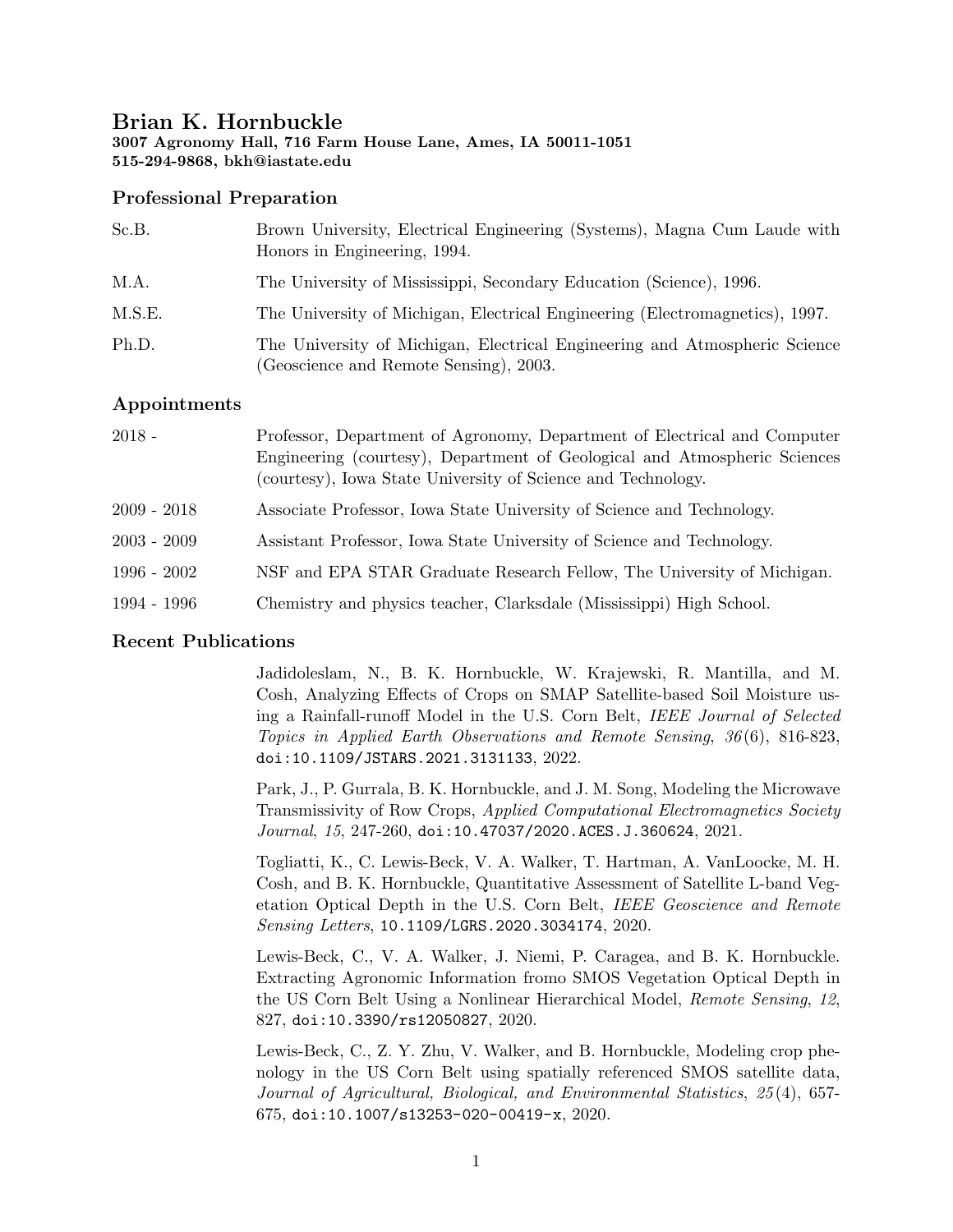# Brian K. Hornbuckle

**3007 Agronomy Hall, 716 Farm House Lane, Ames, IA 50011-1051**
**515-294-9868, bkh@iastate.edu**

## Professional Preparation

| | |
|---|---|
| Sc.B. | Brown University, Electrical Engineering (Systems), Magna Cum Laude with Honors in Engineering, 1994. |
| M.A. | The University of Mississippi, Secondary Education (Science), 1996. |
| M.S.E. | The University of Michigan, Electrical Engineering (Electromagnetics), 1997. |
| Ph.D. | The University of Michigan, Electrical Engineering and Atmospheric Science (Geoscience and Remote Sensing), 2003. |

## Appointments

| | |
|---|---|
| 2018 - | Professor, Department of Agronomy, Department of Electrical and Computer Engineering (courtesy), Department of Geological and Atmospheric Sciences (courtesy), Iowa State University of Science and Technology. |
| 2009 - 2018 | Associate Professor, Iowa State University of Science and Technology. |
| 2003 - 2009 | Assistant Professor, Iowa State University of Science and Technology. |
| 1996 - 2002 | NSF and EPA STAR Graduate Research Fellow, The University of Michigan. |
| 1994 - 1996 | Chemistry and physics teacher, Clarksdale (Mississippi) High School. |

## Recent Publications

Jadidoleslam, N., B. K. Hornbuckle, W. Krajewski, R. Mantilla, and M. Cosh, Analyzing Effects of Crops on SMAP Satellite-based Soil Moisture using a Rainfall-runoff Model in the U.S. Corn Belt, *IEEE Journal of Selected Topics in Applied Earth Observations and Remote Sensing*, *36*(6), 816-823, `doi:10.1109/JSTARS.2021.3131133`, 2022.

Park, J., P. Gurrala, B. K. Hornbuckle, and J. M. Song, Modeling the Microwave Transmissivity of Row Crops, *Applied Computational Electromagnetics Society Journal*, *15*, 247-260, `doi:10.47037/2020.ACES.J.360624`, 2021.

Togliatti, K., C. Lewis-Beck, V. A. Walker, T. Hartman, A. VanLoocke, M. H. Cosh, and B. K. Hornbuckle, Quantitative Assessment of Satellite L-band Vegetation Optical Depth in the U.S. Corn Belt, *IEEE Geoscience and Remote Sensing Letters*, `10.1109/LGRS.2020.3034174`, 2020.

Lewis-Beck, C., V. A. Walker, J. Niemi, P. Caragea, and B. K. Hornbuckle. Extracting Agronomic Information fromo SMOS Vegetation Optical Depth in the US Corn Belt Using a Nonlinear Hierarchical Model, *Remote Sensing*, *12*, 827, `doi:10.3390/rs12050827`, 2020.

Lewis-Beck, C., Z. Y. Zhu, V. Walker, and B. Hornbuckle, Modeling crop phenology in the US Corn Belt using spatially referenced SMOS satellite data, *Journal of Agricultural, Biological, and Environmental Statistics*, *25*(4), 657-675, `doi:10.1007/s13253-020-00419-x`, 2020.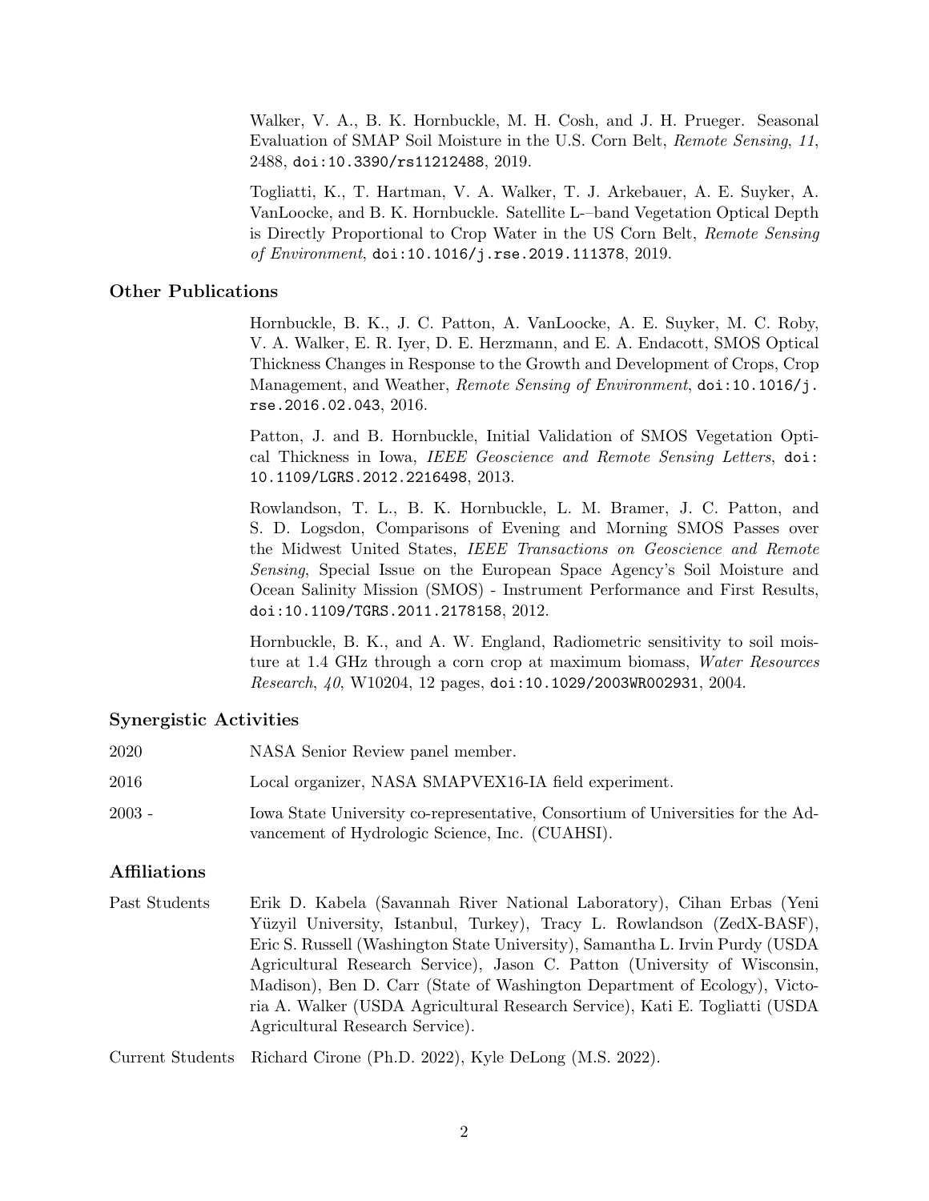Walker, V. A., B. K. Hornbuckle, M. H. Cosh, and J. H. Prueger. Seasonal Evaluation of SMAP Soil Moisture in the U.S. Corn Belt, *Remote Sensing*, *11*, 2488, `doi:10.3390/rs11212488`, 2019.

Togliatti, K., T. Hartman, V. A. Walker, T. J. Arkebauer, A. E. Suyker, A. VanLoocke, and B. K. Hornbuckle. Satellite L-–band Vegetation Optical Depth is Directly Proportional to Crop Water in the US Corn Belt, *Remote Sensing of Environment*, `doi:10.1016/j.rse.2019.111378`, 2019.

### Other Publications

Hornbuckle, B. K., J. C. Patton, A. VanLoocke, A. E. Suyker, M. C. Roby, V. A. Walker, E. R. Iyer, D. E. Herzmann, and E. A. Endacott, SMOS Optical Thickness Changes in Response to the Growth and Development of Crops, Crop Management, and Weather, *Remote Sensing of Environment*, `doi:10.1016/j.rse.2016.02.043`, 2016.

Patton, J. and B. Hornbuckle, Initial Validation of SMOS Vegetation Optical Thickness in Iowa, *IEEE Geoscience and Remote Sensing Letters*, `doi:10.1109/LGRS.2012.2216498`, 2013.

Rowlandson, T. L., B. K. Hornbuckle, L. M. Bramer, J. C. Patton, and S. D. Logsdon, Comparisons of Evening and Morning SMOS Passes over the Midwest United States, *IEEE Transactions on Geoscience and Remote Sensing*, Special Issue on the European Space Agency's Soil Moisture and Ocean Salinity Mission (SMOS) - Instrument Performance and First Results, `doi:10.1109/TGRS.2011.2178158`, 2012.

Hornbuckle, B. K., and A. W. England, Radiometric sensitivity to soil moisture at 1.4 GHz through a corn crop at maximum biomass, *Water Resources Research*, *40*, W10204, 12 pages, `doi:10.1029/2003WR002931`, 2004.

### Synergistic Activities

| | |
|---|---|
| 2020 | NASA Senior Review panel member. |
| 2016 | Local organizer, NASA SMAPVEX16-IA field experiment. |
| 2003 - | Iowa State University co-representative, Consortium of Universities for the Advancement of Hydrologic Science, Inc. (CUAHSI). |

### Affiliations

| | |
|---|---|
| Past Students | Erik D. Kabela (Savannah River National Laboratory), Cihan Erbas (Yeni Yüzyil University, Istanbul, Turkey), Tracy L. Rowlandson (ZedX-BASF), Eric S. Russell (Washington State University), Samantha L. Irvin Purdy (USDA Agricultural Research Service), Jason C. Patton (University of Wisconsin, Madison), Ben D. Carr (State of Washington Department of Ecology), Victoria A. Walker (USDA Agricultural Research Service), Kati E. Togliatti (USDA Agricultural Research Service). |
| Current Students | Richard Cirone (Ph.D. 2022), Kyle DeLong (M.S. 2022). |